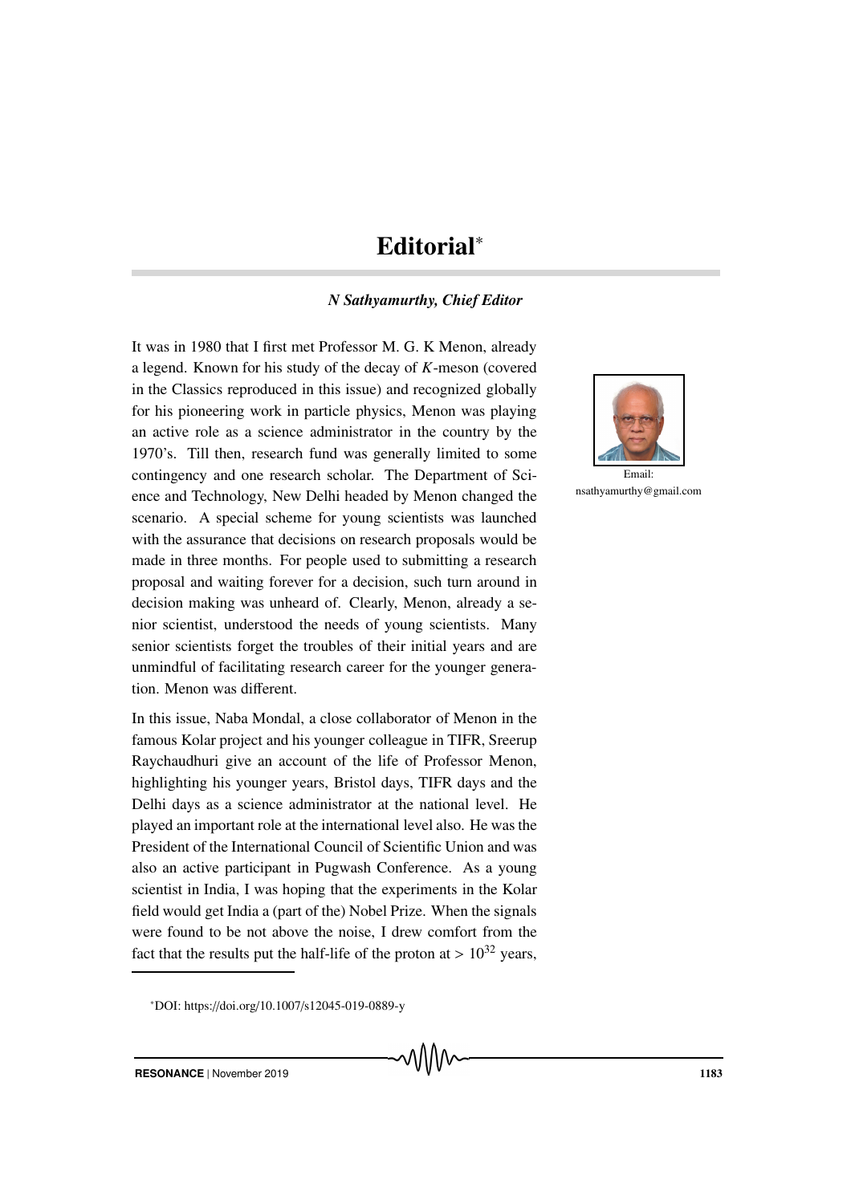# Editorial*

***N Sathyamurthy, Chief Editor***

Email: nsathyamurthy@gmail.com

It was in 1980 that I first met Professor M. G. K Menon, already a legend. Known for his study of the decay of *K*-meson (covered in the Classics reproduced in this issue) and recognized globally for his pioneering work in particle physics, Menon was playing an active role as a science administrator in the country by the 1970's. Till then, research fund was generally limited to some contingency and one research scholar. The Department of Science and Technology, New Delhi headed by Menon changed the scenario. A special scheme for young scientists was launched with the assurance that decisions on research proposals would be made in three months. For people used to submitting a research proposal and waiting forever for a decision, such turn around in decision making was unheard of. Clearly, Menon, already a senior scientist, understood the needs of young scientists. Many senior scientists forget the troubles of their initial years and are unmindful of facilitating research career for the younger generation. Menon was different.

In this issue, Naba Mondal, a close collaborator of Menon in the famous Kolar project and his younger colleague in TIFR, Sreerup Raychaudhuri give an account of the life of Professor Menon, highlighting his younger years, Bristol days, TIFR days and the Delhi days as a science administrator at the national level. He played an important role at the international level also. He was the President of the International Council of Scientific Union and was also an active participant in Pugwash Conference. As a young scientist in India, I was hoping that the experiments in the Kolar field would get India a (part of the) Nobel Prize. When the signals were found to be not above the noise, I drew comfort from the fact that the results put the half-life of the proton at $> 10^{32}$ years,

*DOI: https://doi.org/10.1007/s12045-019-0889-y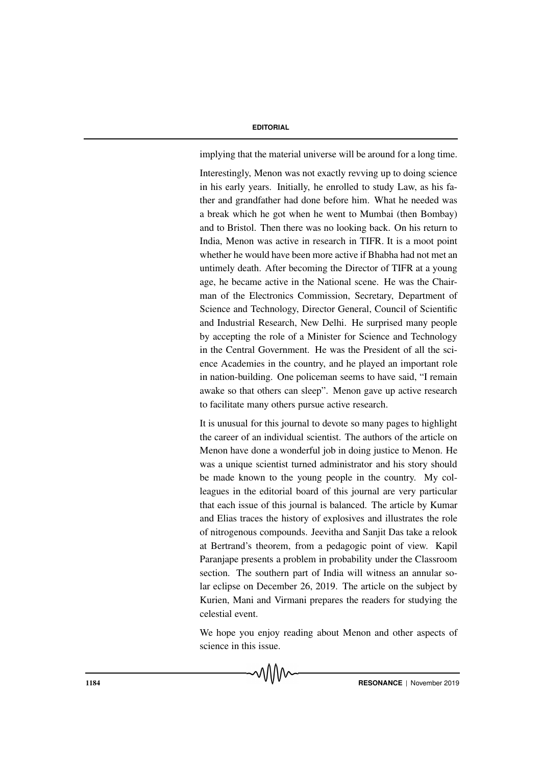implying that the material universe will be around for a long time.

Interestingly, Menon was not exactly revving up to doing science in his early years. Initially, he enrolled to study Law, as his father and grandfather had done before him. What he needed was a break which he got when he went to Mumbai (then Bombay) and to Bristol. Then there was no looking back. On his return to India, Menon was active in research in TIFR. It is a moot point whether he would have been more active if Bhabha had not met an untimely death. After becoming the Director of TIFR at a young age, he became active in the National scene. He was the Chairman of the Electronics Commission, Secretary, Department of Science and Technology, Director General, Council of Scientific and Industrial Research, New Delhi. He surprised many people by accepting the role of a Minister for Science and Technology in the Central Government. He was the President of all the science Academies in the country, and he played an important role in nation-building. One policeman seems to have said, "I remain awake so that others can sleep". Menon gave up active research to facilitate many others pursue active research.

It is unusual for this journal to devote so many pages to highlight the career of an individual scientist. The authors of the article on Menon have done a wonderful job in doing justice to Menon. He was a unique scientist turned administrator and his story should be made known to the young people in the country. My colleagues in the editorial board of this journal are very particular that each issue of this journal is balanced. The article by Kumar and Elias traces the history of explosives and illustrates the role of nitrogenous compounds. Jeevitha and Sanjit Das take a relook at Bertrand's theorem, from a pedagogic point of view. Kapil Paranjape presents a problem in probability under the Classroom section. The southern part of India will witness an annular solar eclipse on December 26, 2019. The article on the subject by Kurien, Mani and Virmani prepares the readers for studying the celestial event.

We hope you enjoy reading about Menon and other aspects of science in this issue.